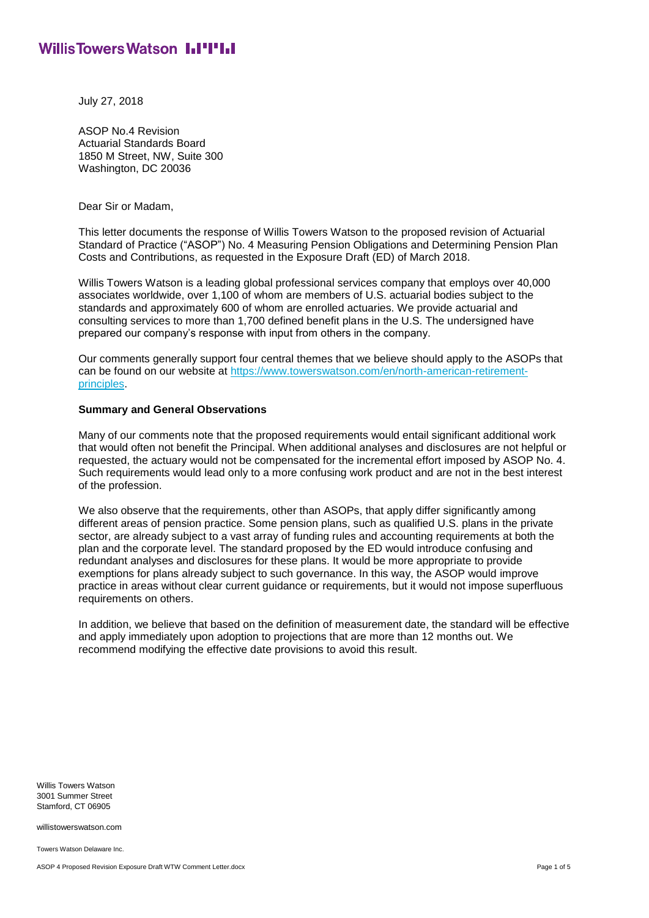July 27, 2018

ASOP No.4 Revision
Actuarial Standards Board
1850 M Street, NW, Suite 300
Washington, DC 20036

Dear Sir or Madam,

This letter documents the response of Willis Towers Watson to the proposed revision of Actuarial Standard of Practice ("ASOP") No. 4 Measuring Pension Obligations and Determining Pension Plan Costs and Contributions, as requested in the Exposure Draft (ED) of March 2018.

Willis Towers Watson is a leading global professional services company that employs over 40,000 associates worldwide, over 1,100 of whom are members of U.S. actuarial bodies subject to the standards and approximately 600 of whom are enrolled actuaries. We provide actuarial and consulting services to more than 1,700 defined benefit plans in the U.S. The undersigned have prepared our company's response with input from others in the company.

Our comments generally support four central themes that we believe should apply to the ASOPs that can be found on our website at [https://www.towerswatson.com/en/north-american-retirement-principles](https://www.towerswatson.com/en/north-american-retirement-principles).

**Summary and General Observations**

Many of our comments note that the proposed requirements would entail significant additional work that would often not benefit the Principal. When additional analyses and disclosures are not helpful or requested, the actuary would not be compensated for the incremental effort imposed by ASOP No. 4. Such requirements would lead only to a more confusing work product and are not in the best interest of the profession.

We also observe that the requirements, other than ASOPs, that apply differ significantly among different areas of pension practice. Some pension plans, such as qualified U.S. plans in the private sector, are already subject to a vast array of funding rules and accounting requirements at both the plan and the corporate level. The standard proposed by the ED would introduce confusing and redundant analyses and disclosures for these plans. It would be more appropriate to provide exemptions for plans already subject to such governance. In this way, the ASOP would improve practice in areas without clear current guidance or requirements, but it would not impose superfluous requirements on others.

In addition, we believe that based on the definition of measurement date, the standard will be effective and apply immediately upon adoption to projections that are more than 12 months out. We recommend modifying the effective date provisions to avoid this result.

Willis Towers Watson
3001 Summer Street
Stamford, CT 06905

willistowerswatson.com

Towers Watson Delaware Inc.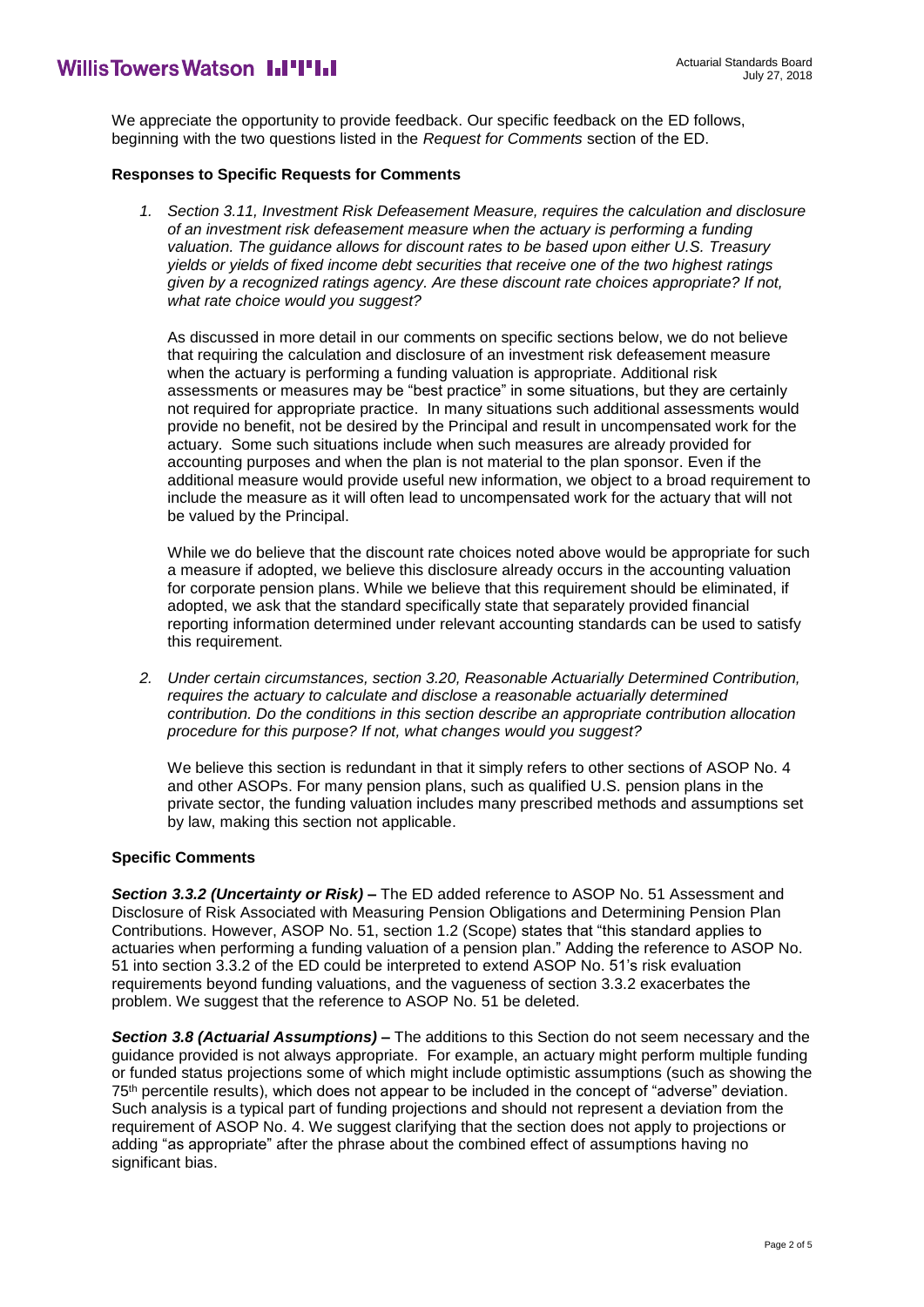We appreciate the opportunity to provide feedback. Our specific feedback on the ED follows, beginning with the two questions listed in the *Request for Comments* section of the ED.

**Responses to Specific Requests for Comments**

1. *Section 3.11, Investment Risk Defeasement Measure, requires the calculation and disclosure of an investment risk defeasement measure when the actuary is performing a funding valuation. The guidance allows for discount rates to be based upon either U.S. Treasury yields or yields of fixed income debt securities that receive one of the two highest ratings given by a recognized ratings agency. Are these discount rate choices appropriate? If not, what rate choice would you suggest?*

   As discussed in more detail in our comments on specific sections below, we do not believe that requiring the calculation and disclosure of an investment risk defeasement measure when the actuary is performing a funding valuation is appropriate. Additional risk assessments or measures may be "best practice" in some situations, but they are certainly not required for appropriate practice. In many situations such additional assessments would provide no benefit, not be desired by the Principal and result in uncompensated work for the actuary. Some such situations include when such measures are already provided for accounting purposes and when the plan is not material to the plan sponsor. Even if the additional measure would provide useful new information, we object to a broad requirement to include the measure as it will often lead to uncompensated work for the actuary that will not be valued by the Principal.

   While we do believe that the discount rate choices noted above would be appropriate for such a measure if adopted, we believe this disclosure already occurs in the accounting valuation for corporate pension plans. While we believe that this requirement should be eliminated, if adopted, we ask that the standard specifically state that separately provided financial reporting information determined under relevant accounting standards can be used to satisfy this requirement.

2. *Under certain circumstances, section 3.20, Reasonable Actuarially Determined Contribution, requires the actuary to calculate and disclose a reasonable actuarially determined contribution. Do the conditions in this section describe an appropriate contribution allocation procedure for this purpose? If not, what changes would you suggest?*

   We believe this section is redundant in that it simply refers to other sections of ASOP No. 4 and other ASOPs. For many pension plans, such as qualified U.S. pension plans in the private sector, the funding valuation includes many prescribed methods and assumptions set by law, making this section not applicable.

**Specific Comments**

***Section 3.3.2 (Uncertainty or Risk)* –** The ED added reference to ASOP No. 51 Assessment and Disclosure of Risk Associated with Measuring Pension Obligations and Determining Pension Plan Contributions. However, ASOP No. 51, section 1.2 (Scope) states that "this standard applies to actuaries when performing a funding valuation of a pension plan." Adding the reference to ASOP No. 51 into section 3.3.2 of the ED could be interpreted to extend ASOP No. 51's risk evaluation requirements beyond funding valuations, and the vagueness of section 3.3.2 exacerbates the problem. We suggest that the reference to ASOP No. 51 be deleted.

***Section 3.8 (Actuarial Assumptions)* –** The additions to this Section do not seem necessary and the guidance provided is not always appropriate. For example, an actuary might perform multiple funding or funded status projections some of which might include optimistic assumptions (such as showing the 75th percentile results), which does not appear to be included in the concept of "adverse" deviation. Such analysis is a typical part of funding projections and should not represent a deviation from the requirement of ASOP No. 4. We suggest clarifying that the section does not apply to projections or adding "as appropriate" after the phrase about the combined effect of assumptions having no significant bias.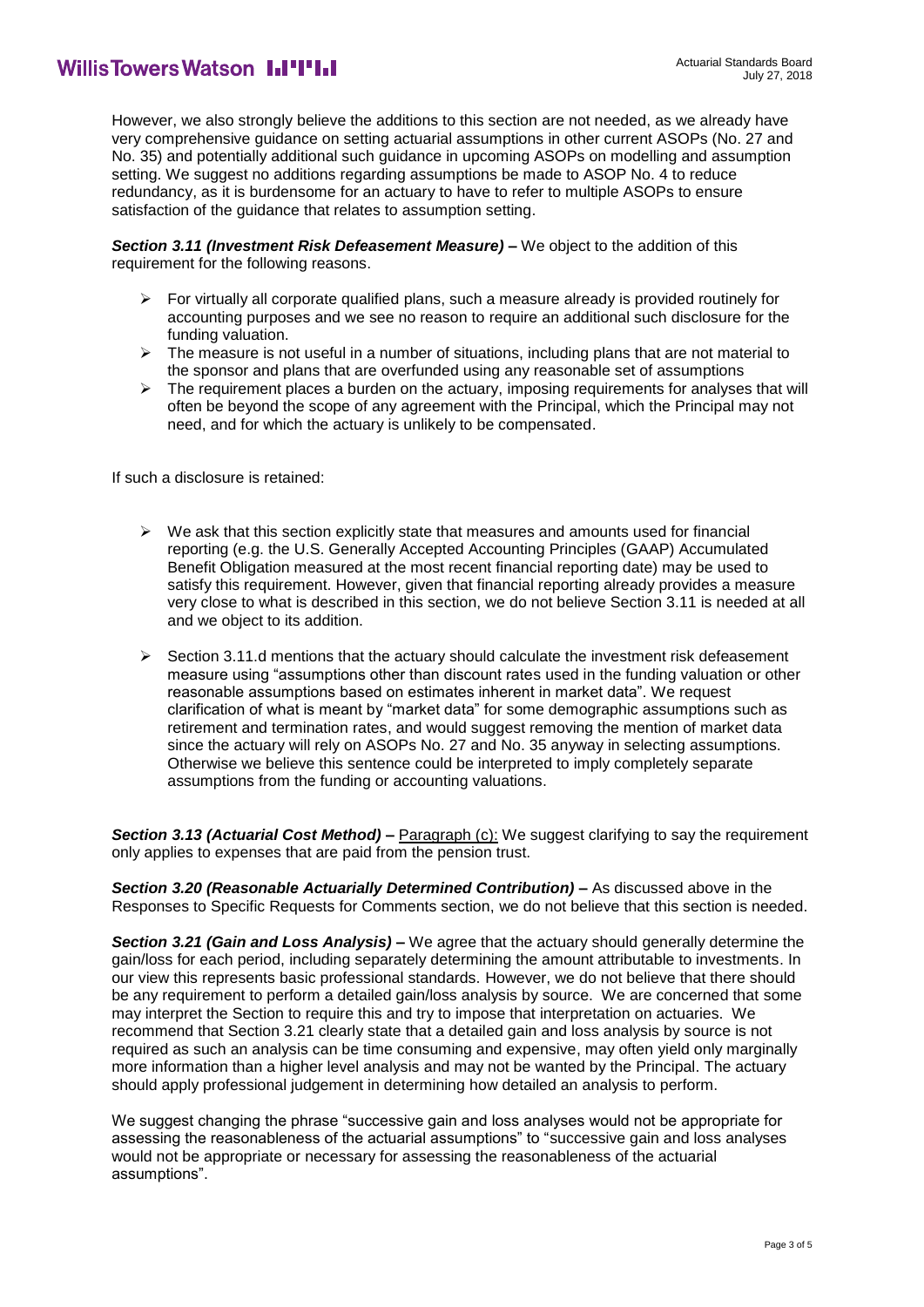However, we also strongly believe the additions to this section are not needed, as we already have very comprehensive guidance on setting actuarial assumptions in other current ASOPs (No. 27 and No. 35) and potentially additional such guidance in upcoming ASOPs on modelling and assumption setting. We suggest no additions regarding assumptions be made to ASOP No. 4 to reduce redundancy, as it is burdensome for an actuary to have to refer to multiple ASOPs to ensure satisfaction of the guidance that relates to assumption setting.

***Section 3.11 (Investment Risk Defeasement Measure) –*** We object to the addition of this requirement for the following reasons.

- For virtually all corporate qualified plans, such a measure already is provided routinely for accounting purposes and we see no reason to require an additional such disclosure for the funding valuation.
- The measure is not useful in a number of situations, including plans that are not material to the sponsor and plans that are overfunded using any reasonable set of assumptions
- The requirement places a burden on the actuary, imposing requirements for analyses that will often be beyond the scope of any agreement with the Principal, which the Principal may not need, and for which the actuary is unlikely to be compensated.

If such a disclosure is retained:

- We ask that this section explicitly state that measures and amounts used for financial reporting (e.g. the U.S. Generally Accepted Accounting Principles (GAAP) Accumulated Benefit Obligation measured at the most recent financial reporting date) may be used to satisfy this requirement. However, given that financial reporting already provides a measure very close to what is described in this section, we do not believe Section 3.11 is needed at all and we object to its addition.
- Section 3.11.d mentions that the actuary should calculate the investment risk defeasement measure using "assumptions other than discount rates used in the funding valuation or other reasonable assumptions based on estimates inherent in market data". We request clarification of what is meant by "market data" for some demographic assumptions such as retirement and termination rates, and would suggest removing the mention of market data since the actuary will rely on ASOPs No. 27 and No. 35 anyway in selecting assumptions. Otherwise we believe this sentence could be interpreted to imply completely separate assumptions from the funding or accounting valuations.

***Section 3.13 (Actuarial Cost Method) –*** Paragraph (c): We suggest clarifying to say the requirement only applies to expenses that are paid from the pension trust.

***Section 3.20 (Reasonable Actuarially Determined Contribution) –*** As discussed above in the Responses to Specific Requests for Comments section, we do not believe that this section is needed.

***Section 3.21 (Gain and Loss Analysis) –*** We agree that the actuary should generally determine the gain/loss for each period, including separately determining the amount attributable to investments. In our view this represents basic professional standards. However, we do not believe that there should be any requirement to perform a detailed gain/loss analysis by source. We are concerned that some may interpret the Section to require this and try to impose that interpretation on actuaries. We recommend that Section 3.21 clearly state that a detailed gain and loss analysis by source is not required as such an analysis can be time consuming and expensive, may often yield only marginally more information than a higher level analysis and may not be wanted by the Principal. The actuary should apply professional judgement in determining how detailed an analysis to perform.

We suggest changing the phrase "successive gain and loss analyses would not be appropriate for assessing the reasonableness of the actuarial assumptions" to "successive gain and loss analyses would not be appropriate or necessary for assessing the reasonableness of the actuarial assumptions".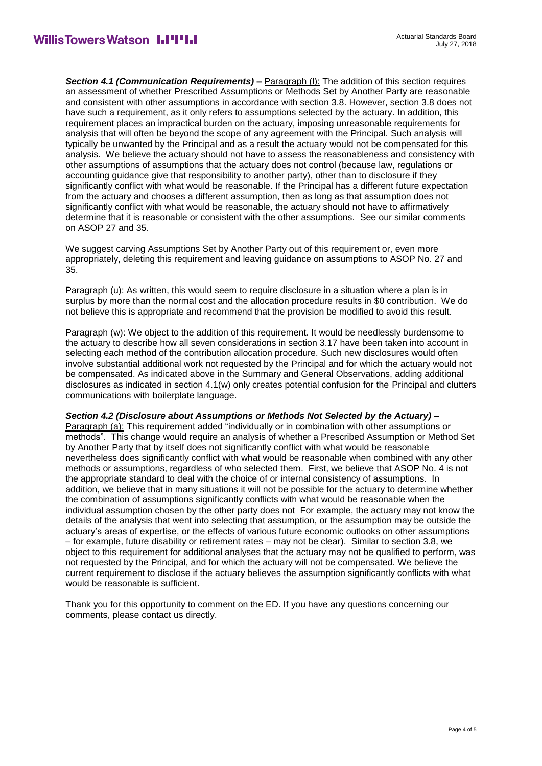***Section 4.1 (Communication Requirements)* –** Paragraph (l): The addition of this section requires an assessment of whether Prescribed Assumptions or Methods Set by Another Party are reasonable and consistent with other assumptions in accordance with section 3.8. However, section 3.8 does not have such a requirement, as it only refers to assumptions selected by the actuary. In addition, this requirement places an impractical burden on the actuary, imposing unreasonable requirements for analysis that will often be beyond the scope of any agreement with the Principal. Such analysis will typically be unwanted by the Principal and as a result the actuary would not be compensated for this analysis. We believe the actuary should not have to assess the reasonableness and consistency with other assumptions of assumptions that the actuary does not control (because law, regulations or accounting guidance give that responsibility to another party), other than to disclosure if they significantly conflict with what would be reasonable. If the Principal has a different future expectation from the actuary and chooses a different assumption, then as long as that assumption does not significantly conflict with what would be reasonable, the actuary should not have to affirmatively determine that it is reasonable or consistent with the other assumptions. See our similar comments on ASOP 27 and 35.

We suggest carving Assumptions Set by Another Party out of this requirement or, even more appropriately, deleting this requirement and leaving guidance on assumptions to ASOP No. 27 and 35.

Paragraph (u): As written, this would seem to require disclosure in a situation where a plan is in surplus by more than the normal cost and the allocation procedure results in $0 contribution. We do not believe this is appropriate and recommend that the provision be modified to avoid this result.

Paragraph (w): We object to the addition of this requirement. It would be needlessly burdensome to the actuary to describe how all seven considerations in section 3.17 have been taken into account in selecting each method of the contribution allocation procedure. Such new disclosures would often involve substantial additional work not requested by the Principal and for which the actuary would not be compensated. As indicated above in the Summary and General Observations, adding additional disclosures as indicated in section 4.1(w) only creates potential confusion for the Principal and clutters communications with boilerplate language.

***Section 4.2 (Disclosure about Assumptions or Methods Not Selected by the Actuary)* –** Paragraph (a): This requirement added "individually or in combination with other assumptions or methods". This change would require an analysis of whether a Prescribed Assumption or Method Set by Another Party that by itself does not significantly conflict with what would be reasonable nevertheless does significantly conflict with what would be reasonable when combined with any other methods or assumptions, regardless of who selected them. First, we believe that ASOP No. 4 is not the appropriate standard to deal with the choice of or internal consistency of assumptions. In addition, we believe that in many situations it will not be possible for the actuary to determine whether the combination of assumptions significantly conflicts with what would be reasonable when the individual assumption chosen by the other party does not For example, the actuary may not know the details of the analysis that went into selecting that assumption, or the assumption may be outside the actuary's areas of expertise, or the effects of various future economic outlooks on other assumptions – for example, future disability or retirement rates – may not be clear). Similar to section 3.8, we object to this requirement for additional analyses that the actuary may not be qualified to perform, was not requested by the Principal, and for which the actuary will not be compensated. We believe the current requirement to disclose if the actuary believes the assumption significantly conflicts with what would be reasonable is sufficient.

Thank you for this opportunity to comment on the ED. If you have any questions concerning our comments, please contact us directly.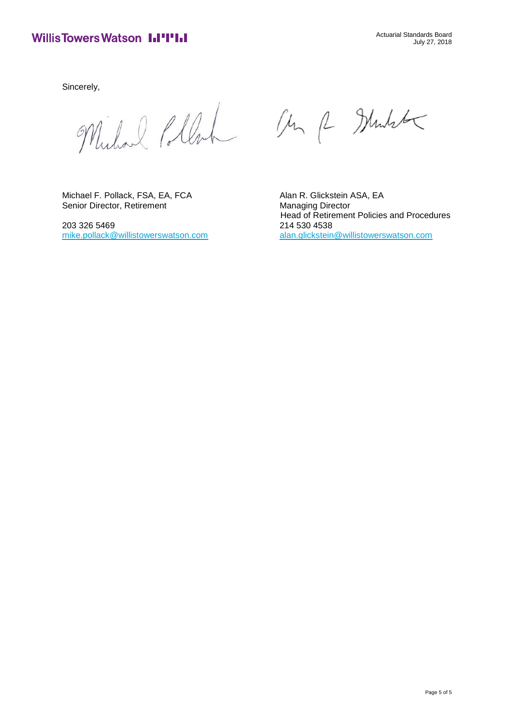Sincerely,

Michael F. Pollack, FSA, EA, FCA
Senior Director, Retirement

203 326 5469
mike.pollack@willistowerswatson.com

Alan R. Glickstein ASA, EA
Managing Director
Head of Retirement Policies and Procedures
214 530 4538
alan.glickstein@willistowerswatson.com